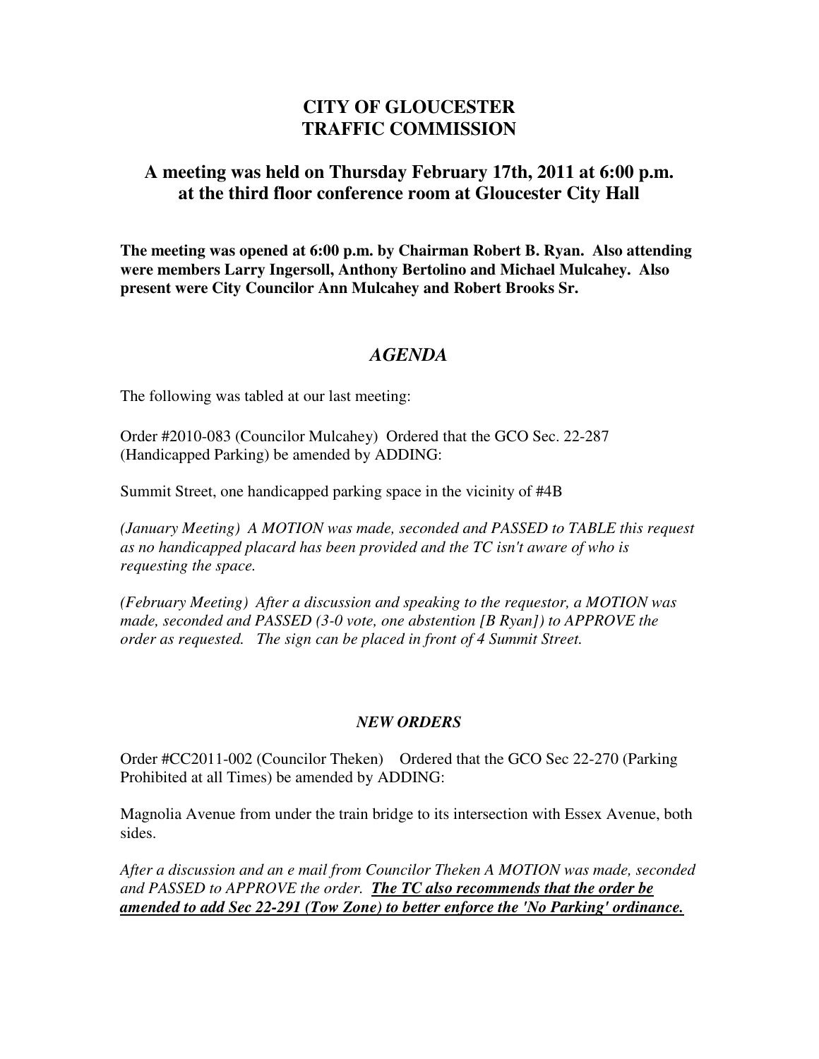# CITY OF GLOUCESTER
# TRAFFIC COMMISSION

## A meeting was held on Thursday February 17th, 2011 at 6:00 p.m. at the third floor conference room at Gloucester City Hall

**The meeting was opened at 6:00 p.m. by Chairman Robert B. Ryan. Also attending were members Larry Ingersoll, Anthony Bertolino and Michael Mulcahey. Also present were City Councilor Ann Mulcahey and Robert Brooks Sr.**

## ***AGENDA***

The following was tabled at our last meeting:

Order #2010-083 (Councilor Mulcahey) Ordered that the GCO Sec. 22-287 (Handicapped Parking) be amended by ADDING:

Summit Street, one handicapped parking space in the vicinity of #4B

*(January Meeting) A MOTION was made, seconded and PASSED to TABLE this request as no handicapped placard has been provided and the TC isn't aware of who is requesting the space.*

*(February Meeting) After a discussion and speaking to the requestor, a MOTION was made, seconded and PASSED (3-0 vote, one abstention [B Ryan]) to APPROVE the order as requested. The sign can be placed in front of 4 Summit Street.*

### ***NEW ORDERS***

Order #CC2011-002 (Councilor Theken) Ordered that the GCO Sec 22-270 (Parking Prohibited at all Times) be amended by ADDING:

Magnolia Avenue from under the train bridge to its intersection with Essex Avenue, both sides.

*After a discussion and an e mail from Councilor Theken A MOTION was made, seconded and PASSED to APPROVE the order.* ***<u>The TC also recommends that the order be amended to add Sec 22-291 (Tow Zone) to better enforce the 'No Parking' ordinance.</u>***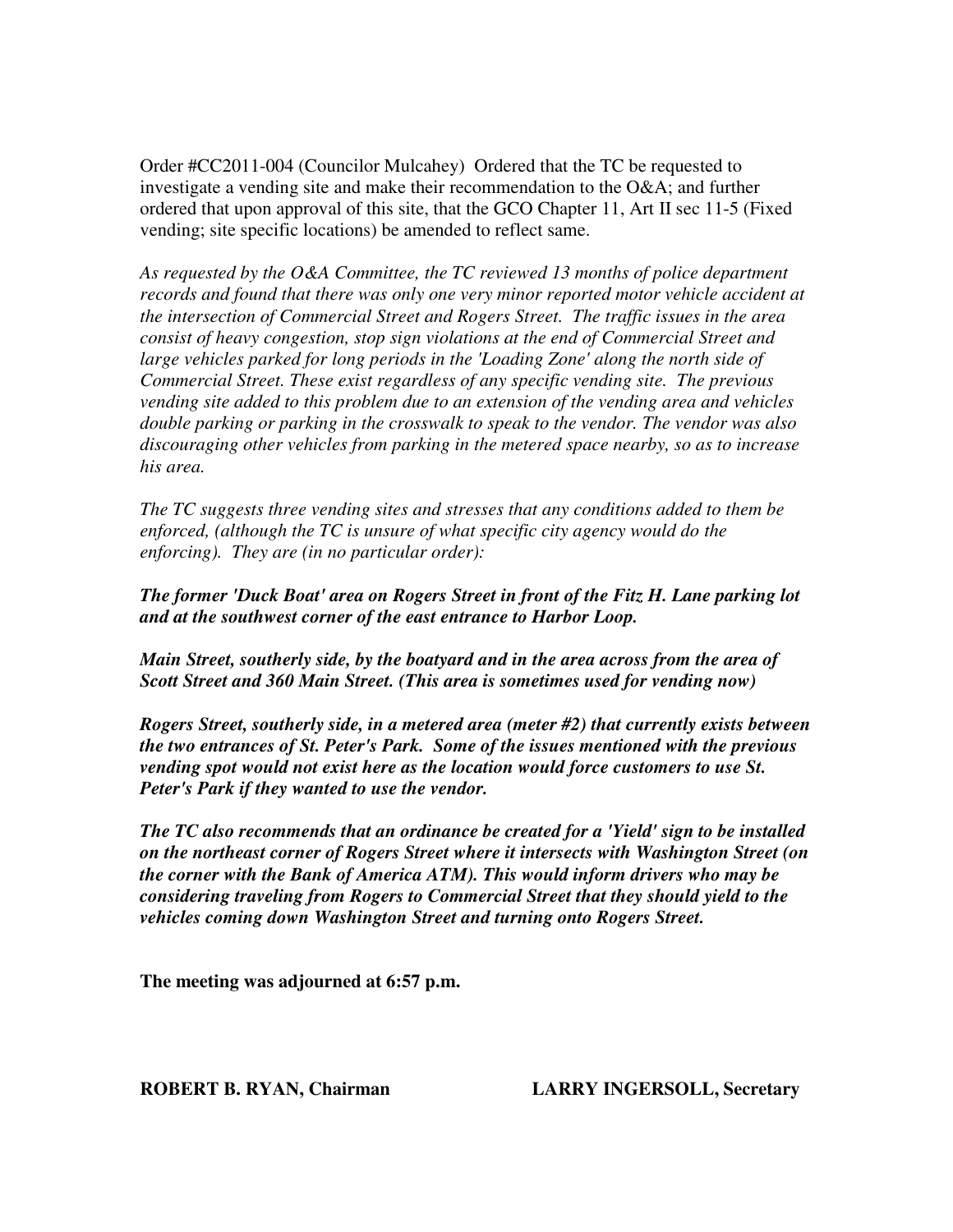Order #CC2011-004 (Councilor Mulcahey) Ordered that the TC be requested to investigate a vending site and make their recommendation to the O&A; and further ordered that upon approval of this site, that the GCO Chapter 11, Art II sec 11-5 (Fixed vending; site specific locations) be amended to reflect same.

*As requested by the O&A Committee, the TC reviewed 13 months of police department records and found that there was only one very minor reported motor vehicle accident at the intersection of Commercial Street and Rogers Street. The traffic issues in the area consist of heavy congestion, stop sign violations at the end of Commercial Street and large vehicles parked for long periods in the 'Loading Zone' along the north side of Commercial Street. These exist regardless of any specific vending site. The previous vending site added to this problem due to an extension of the vending area and vehicles double parking or parking in the crosswalk to speak to the vendor. The vendor was also discouraging other vehicles from parking in the metered space nearby, so as to increase his area.*

*The TC suggests three vending sites and stresses that any conditions added to them be enforced, (although the TC is unsure of what specific city agency would do the enforcing). They are (in no particular order):*

***The former 'Duck Boat' area on Rogers Street in front of the Fitz H. Lane parking lot and at the southwest corner of the east entrance to Harbor Loop.***

***Main Street, southerly side, by the boatyard and in the area across from the area of Scott Street and 360 Main Street. (This area is sometimes used for vending now)***

***Rogers Street, southerly side, in a metered area (meter #2) that currently exists between the two entrances of St. Peter's Park. Some of the issues mentioned with the previous vending spot would not exist here as the location would force customers to use St. Peter's Park if they wanted to use the vendor.***

***The TC also recommends that an ordinance be created for a 'Yield' sign to be installed on the northeast corner of Rogers Street where it intersects with Washington Street (on the corner with the Bank of America ATM). This would inform drivers who may be considering traveling from Rogers to Commercial Street that they should yield to the vehicles coming down Washington Street and turning onto Rogers Street.***

**The meeting was adjourned at 6:57 p.m.**

**ROBERT B. RYAN, Chairman** **LARRY INGERSOLL, Secretary**